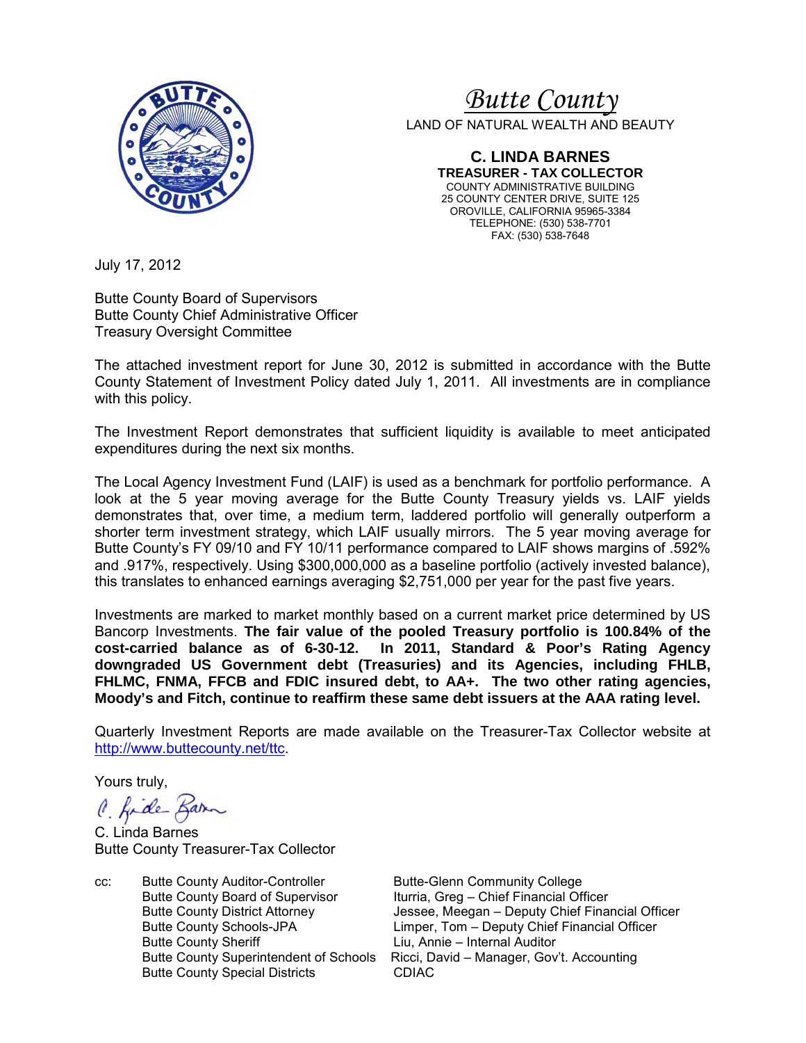# *Butte County*

LAND OF NATURAL WEALTH AND BEAUTY

**C. LINDA BARNES**
**TREASURER - TAX COLLECTOR**
COUNTY ADMINISTRATIVE BUILDING
25 COUNTY CENTER DRIVE, SUITE 125
OROVILLE, CALIFORNIA 95965-3384
TELEPHONE: (530) 538-7701
FAX: (530) 538-7648

July 17, 2012

Butte County Board of Supervisors
Butte County Chief Administrative Officer
Treasury Oversight Committee

The attached investment report for June 30, 2012 is submitted in accordance with the Butte County Statement of Investment Policy dated July 1, 2011. All investments are in compliance with this policy.

The Investment Report demonstrates that sufficient liquidity is available to meet anticipated expenditures during the next six months.

The Local Agency Investment Fund (LAIF) is used as a benchmark for portfolio performance. A look at the 5 year moving average for the Butte County Treasury yields vs. LAIF yields demonstrates that, over time, a medium term, laddered portfolio will generally outperform a shorter term investment strategy, which LAIF usually mirrors. The 5 year moving average for Butte County's FY 09/10 and FY 10/11 performance compared to LAIF shows margins of .592% and .917%, respectively. Using $300,000,000 as a baseline portfolio (actively invested balance), this translates to enhanced earnings averaging $2,751,000 per year for the past five years.

Investments are marked to market monthly based on a current market price determined by US Bancorp Investments. **The fair value of the pooled Treasury portfolio is 100.84% of the cost-carried balance as of 6-30-12. In 2011, Standard & Poor's Rating Agency downgraded US Government debt (Treasuries) and its Agencies, including FHLB, FHLMC, FNMA, FFCB and FDIC insured debt, to AA+. The two other rating agencies, Moody's and Fitch, continue to reaffirm these same debt issuers at the AAA rating level.**

Quarterly Investment Reports are made available on the Treasurer-Tax Collector website at http://www.buttecounty.net/ttc.

Yours truly,

C. Linda Barnes
Butte County Treasurer-Tax Collector

cc:
Butte County Auditor-Controller
Butte County Board of Supervisor
Butte County District Attorney
Butte County Schools-JPA
Butte County Sheriff
Butte County Superintendent of Schools
Butte County Special Districts
Butte-Glenn Community College
Iturria, Greg – Chief Financial Officer
Jessee, Meegan – Deputy Chief Financial Officer
Limper, Tom – Deputy Chief Financial Officer
Liu, Annie – Internal Auditor
Ricci, David – Manager, Gov't. Accounting
CDIAC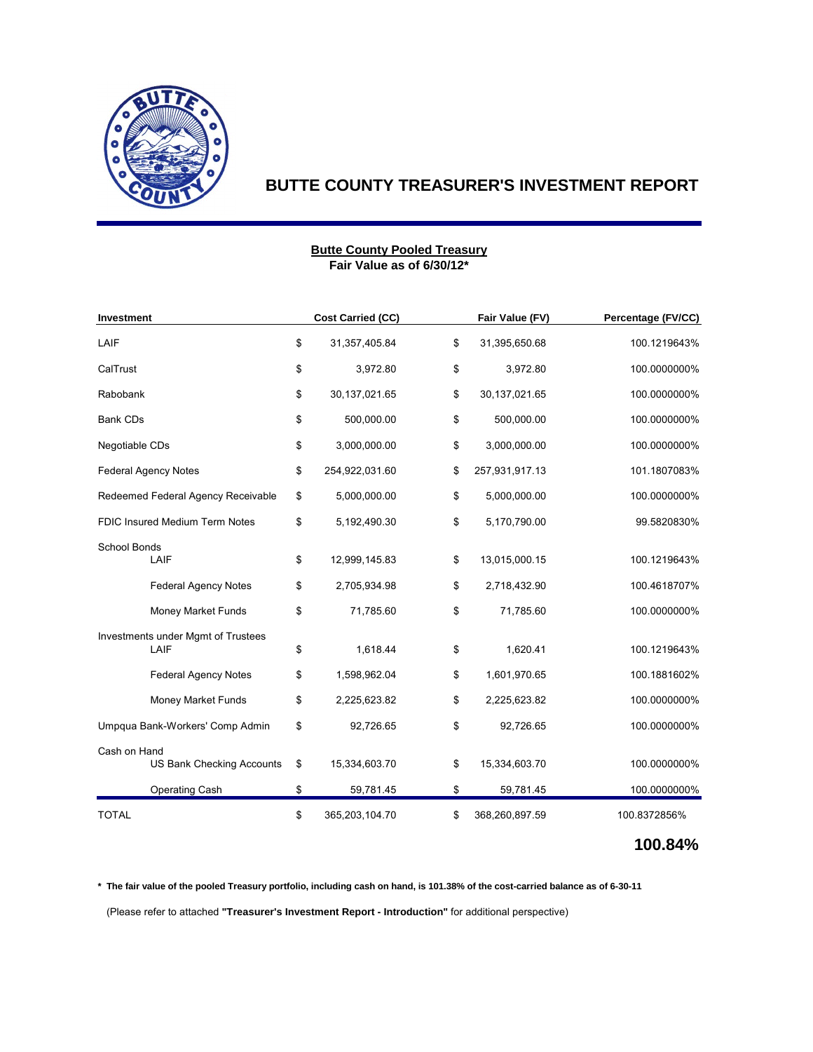# BUTTE COUNTY TREASURER'S INVESTMENT REPORT

**Butte County Pooled Treasury**
**Fair Value as of 6/30/12***

| Investment | Cost Carried (CC) | Fair Value (FV) | Percentage (FV/CC) |
|---|---|---|---|
| LAIF | $ 31,357,405.84 | $ 31,395,650.68 | 100.1219643% |
| CalTrust | $ 3,972.80 | $ 3,972.80 | 100.0000000% |
| Rabobank | $ 30,137,021.65 | $ 30,137,021.65 | 100.0000000% |
| Bank CDs | $ 500,000.00 | $ 500,000.00 | 100.0000000% |
| Negotiable CDs | $ 3,000,000.00 | $ 3,000,000.00 | 100.0000000% |
| Federal Agency Notes | $ 254,922,031.60 | $ 257,931,917.13 | 101.1807083% |
| Redeemed Federal Agency Receivable | $ 5,000,000.00 | $ 5,000,000.00 | 100.0000000% |
| FDIC Insured Medium Term Notes | $ 5,192,490.30 | $ 5,170,790.00 | 99.5820830% |
| School Bonds | | | |
| LAIF | $ 12,999,145.83 | $ 13,015,000.15 | 100.1219643% |
| Federal Agency Notes | $ 2,705,934.98 | $ 2,718,432.90 | 100.4618707% |
| Money Market Funds | $ 71,785.60 | $ 71,785.60 | 100.0000000% |
| Investments under Mgmt of Trustees | | | |
| LAIF | $ 1,618.44 | $ 1,620.41 | 100.1219643% |
| Federal Agency Notes | $ 1,598,962.04 | $ 1,601,970.65 | 100.1881602% |
| Money Market Funds | $ 2,225,623.82 | $ 2,225,623.82 | 100.0000000% |
| Umpqua Bank-Workers' Comp Admin | $ 92,726.65 | $ 92,726.65 | 100.0000000% |
| Cash on Hand | | | |
| US Bank Checking Accounts | $ 15,334,603.70 | $ 15,334,603.70 | 100.0000000% |
| Operating Cash | $ 59,781.45 | $ 59,781.45 | 100.0000000% |
| TOTAL | $ 365,203,104.70 | $ 368,260,897.59 | 100.8372856% |

**100.84%**

**\* The fair value of the pooled Treasury portfolio, including cash on hand, is 101.38% of the cost-carried balance as of 6-30-11**

(Please refer to attached **"Treasurer's Investment Report - Introduction"** for additional perspective)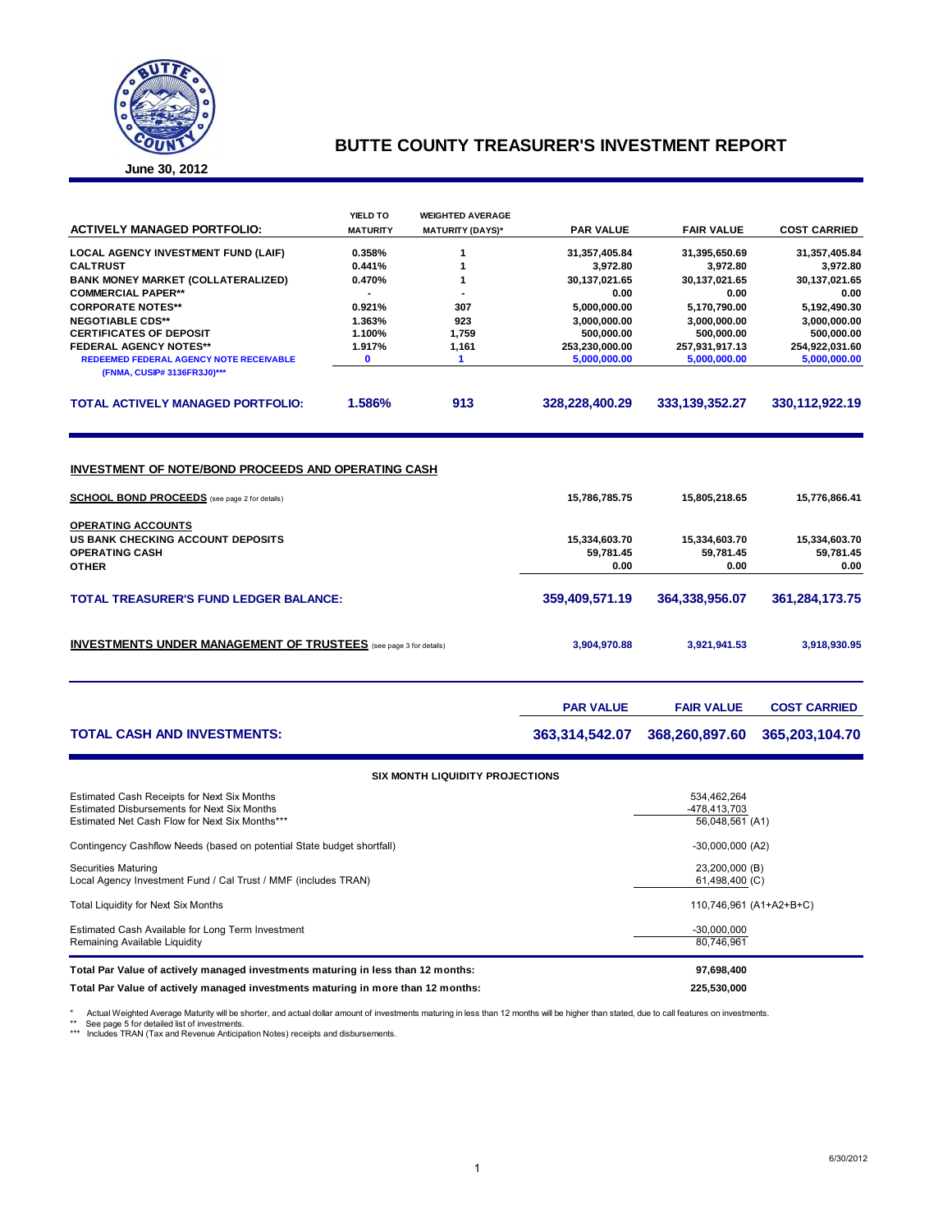# BUTTE COUNTY TREASURER'S INVESTMENT REPORT

**June 30, 2012**

| ACTIVELY MANAGED PORTFOLIO: | YIELD TO MATURITY | WEIGHTED AVERAGE MATURITY (DAYS)* | PAR VALUE | FAIR VALUE | COST CARRIED |
|---|---|---|---|---|---|
| LOCAL AGENCY INVESTMENT FUND (LAIF) | 0.358% | 1 | 31,357,405.84 | 31,395,650.69 | 31,357,405.84 |
| CALTRUST | 0.441% | 1 | 3,972.80 | 3,972.80 | 3,972.80 |
| BANK MONEY MARKET (COLLATERALIZED) | 0.470% | 1 | 30,137,021.65 | 30,137,021.65 | 30,137,021.65 |
| COMMERCIAL PAPER** | - | - | 0.00 | 0.00 | 0.00 |
| CORPORATE NOTES** | 0.921% | 307 | 5,000,000.00 | 5,170,790.00 | 5,192,490.30 |
| NEGOTIABLE CDS** | 1.363% | 923 | 3,000,000.00 | 3,000,000.00 | 3,000,000.00 |
| CERTIFICATES OF DEPOSIT | 1.100% | 1,759 | 500,000.00 | 500,000.00 | 500,000.00 |
| FEDERAL AGENCY NOTES** | 1.917% | 1,161 | 253,230,000.00 | 257,931,917.13 | 254,922,031.60 |
| REDEEMED FEDERAL AGENCY NOTE RECEIVABLE (FNMA, CUSIP# 3136FR3J0)*** | 0 | 1 | 5,000,000.00 | 5,000,000.00 | 5,000,000.00 |
| **TOTAL ACTIVELY MANAGED PORTFOLIO:** | **1.586%** | **913** | **328,228,400.29** | **333,139,352.27** | **330,112,922.19** |

## INVESTMENT OF NOTE/BOND PROCEEDS AND OPERATING CASH

| | PAR VALUE | FAIR VALUE | COST CARRIED |
|---|---|---|---|
| **SCHOOL BOND PROCEEDS** (see page 2 for details) | 15,786,785.75 | 15,805,218.65 | 15,776,866.41 |
| **OPERATING ACCOUNTS** | | | |
| US BANK CHECKING ACCOUNT DEPOSITS | 15,334,603.70 | 15,334,603.70 | 15,334,603.70 |
| OPERATING CASH | 59,781.45 | 59,781.45 | 59,781.45 |
| OTHER | 0.00 | 0.00 | 0.00 |
| **TOTAL TREASURER'S FUND LEDGER BALANCE:** | **359,409,571.19** | **364,338,956.07** | **361,284,173.75** |
| **INVESTMENTS UNDER MANAGEMENT OF TRUSTEES** (see page 3 for details) | 3,904,970.88 | 3,921,941.53 | 3,918,930.95 |

| | PAR VALUE | FAIR VALUE | COST CARRIED |
|---|---|---|---|
| **TOTAL CASH AND INVESTMENTS:** | **363,314,542.07** | **368,260,897.60** | **365,203,104.70** |

### SIX MONTH LIQUIDITY PROJECTIONS

| | |
|---|---|
| Estimated Cash Receipts for Next Six Months | 534,462,264 |
| Estimated Disbursements for Next Six Months | -478,413,703 |
| Estimated Net Cash Flow for Next Six Months*** | 56,048,561 (A1) |
| Contingency Cashflow Needs (based on potential State budget shortfall) | -30,000,000 (A2) |
| Securities Maturing | 23,200,000 (B) |
| Local Agency Investment Fund / Cal Trust / MMF (includes TRAN) | 61,498,400 (C) |
| Total Liquidity for Next Six Months | 110,746,961 (A1+A2+B+C) |
| Estimated Cash Available for Long Term Investment | -30,000,000 |
| Remaining Available Liquidity | 80,746,961 |

| | |
|---|---|
| **Total Par Value of actively managed investments maturing in less than 12 months:** | **97,698,400** |
| **Total Par Value of actively managed investments maturing in more than 12 months:** | **225,530,000** |

\* Actual Weighted Average Maturity will be shorter, and actual dollar amount of investments maturing in less than 12 months will be higher than stated, due to call features on investments.
\** See page 5 for detailed list of investments.
\*** Includes TRAN (Tax and Revenue Anticipation Notes) receipts and disbursements.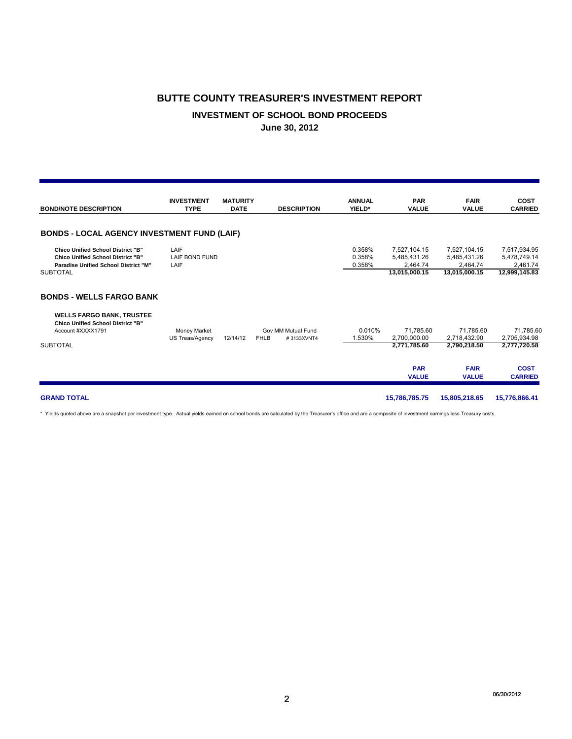# BUTTE COUNTY TREASURER'S INVESTMENT REPORT

## INVESTMENT OF SCHOOL BOND PROCEEDS

### June 30, 2012

| BOND/NOTE DESCRIPTION | INVESTMENT TYPE | MATURITY DATE | DESCRIPTION | | ANNUAL YIELD* | PAR VALUE | FAIR VALUE | COST CARRIED |
|---|---|---|---|---|---|---|---|---|
| **BONDS - LOCAL AGENCY INVESTMENT FUND (LAIF)** | | | | | | | | |
| **Chico Unified School District "B"** | LAIF | | | | 0.358% | 7,527,104.15 | 7,527,104.15 | 7,517,934.95 |
| **Chico Unified School District "B"** | LAIF BOND FUND | | | | 0.358% | 5,485,431.26 | 5,485,431.26 | 5,478,749.14 |
| **Paradise Unified School District "M"** | LAIF | | | | 0.358% | 2,464.74 | 2,464.74 | 2,461.74 |
| SUBTOTAL | | | | | | **13,015,000.15** | **13,015,000.15** | **12,999,145.83** |
| **BONDS - WELLS FARGO BANK** | | | | | | | | |
| **WELLS FARGO BANK, TRUSTEE** | | | | | | | | |
| **Chico Unified School District "B"** | | | | | | | | |
| Account #XXXX1791 | Money Market | | Gov MM Mutual Fund | | 0.010% | 71,785.60 | 71,785.60 | 71,785.60 |
| | US Treas/Agency | 12/14/12 | FHLB | # 3133XVNT4 | 1.530% | 2,700,000.00 | 2,718,432.90 | 2,705,934.98 |
| SUBTOTAL | | | | | | **2,771,785.60** | **2,790,218.50** | **2,777,720.58** |
| | | | | | | **PAR VALUE** | **FAIR VALUE** | **COST CARRIED** |
| **GRAND TOTAL** | | | | | | **15,786,785.75** | **15,805,218.65** | **15,776,866.41** |

\* Yields quoted above are a snapshot per investment type. Actual yields earned on school bonds are calculated by the Treasurer's office and are a composite of investment earnings less Treasury costs.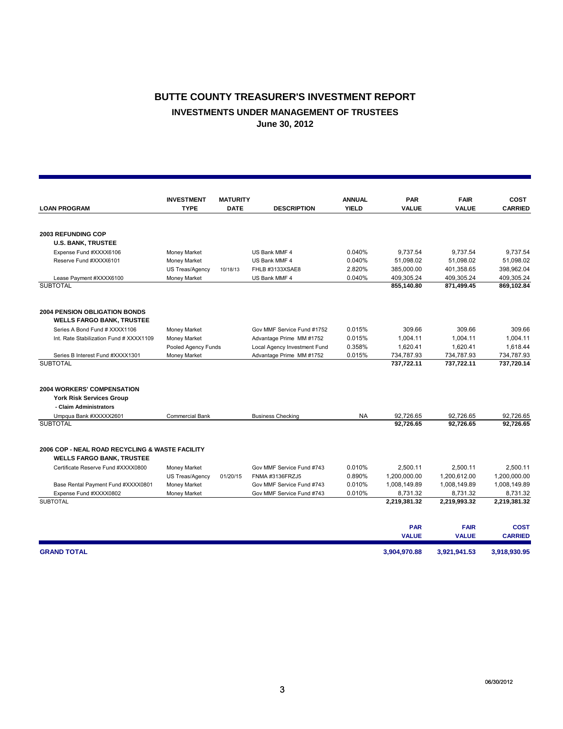# BUTTE COUNTY TREASURER'S INVESTMENT REPORT

## INVESTMENTS UNDER MANAGEMENT OF TRUSTEES

### June 30, 2012

| LOAN PROGRAM | INVESTMENT TYPE | MATURITY DATE | DESCRIPTION | ANNUAL YIELD | PAR VALUE | FAIR VALUE | COST CARRIED |
|---|---|---|---|---|---|---|---|
| **2003 REFUNDING COP** | | | | | | | |
| **U.S. BANK, TRUSTEE** | | | | | | | |
| Expense Fund #XXXX6106 | Money Market | | US Bank MMF 4 | 0.040% | 9,737.54 | 9,737.54 | 9,737.54 |
| Reserve Fund #XXXX6101 | Money Market | | US Bank MMF 4 | 0.040% | 51,098.02 | 51,098.02 | 51,098.02 |
| | US Treas/Agency | 10/18/13 | FHLB #3133XSAE8 | 2.820% | 385,000.00 | 401,358.65 | 398,962.04 |
| Lease Payment #XXXX6100 | Money Market | | US Bank MMF 4 | 0.040% | 409,305.24 | 409,305.24 | 409,305.24 |
| SUBTOTAL | | | | | **855,140.80** | **871,499.45** | **869,102.84** |
| **2004 PENSION OBLIGATION BONDS** | | | | | | | |
| **WELLS FARGO BANK, TRUSTEE** | | | | | | | |
| Series A Bond Fund # XXXX1106 | Money Market | | Gov MMF Service Fund #1752 | 0.015% | 309.66 | 309.66 | 309.66 |
| Int. Rate Stabilization Fund # XXXX1109 | Money Market | | Advantage Prime MM #1752 | 0.015% | 1,004.11 | 1,004.11 | 1,004.11 |
| | Pooled Agency Funds | | Local Agency Investment Fund | 0.358% | 1,620.41 | 1,620.41 | 1,618.44 |
| Series B Interest Fund #XXXX1301 | Money Market | | Advantage Prime MM #1752 | 0.015% | 734,787.93 | 734,787.93 | 734,787.93 |
| SUBTOTAL | | | | | **737,722.11** | **737,722.11** | **737,720.14** |
| **2004 WORKERS' COMPENSATION** | | | | | | | |
| **York Risk Services Group** | | | | | | | |
| **- Claim Administrators** | | | | | | | |
| Umpqua Bank #XXXXX2601 | Commercial Bank | | Business Checking | NA | 92,726.65 | 92,726.65 | 92,726.65 |
| SUBTOTAL | | | | | **92,726.65** | **92,726.65** | **92,726.65** |
| **2006 COP - NEAL ROAD RECYCLING & WASTE FACILITY** | | | | | | | |
| **WELLS FARGO BANK, TRUSTEE** | | | | | | | |
| Certificate Reserve Fund #XXXX0800 | Money Market | | Gov MMF Service Fund #743 | 0.010% | 2,500.11 | 2,500.11 | 2,500.11 |
| | US Treas/Agency | 01/20/15 | FNMA #3136FRZJ5 | 0.890% | 1,200,000.00 | 1,200,612.00 | 1,200,000.00 |
| Base Rental Payment Fund #XXXX0801 | Money Market | | Gov MMF Service Fund #743 | 0.010% | 1,008,149.89 | 1,008,149.89 | 1,008,149.89 |
| Expense Fund #XXXX0802 | Money Market | | Gov MMF Service Fund #743 | 0.010% | 8,731.32 | 8,731.32 | 8,731.32 |
| SUBTOTAL | | | | | **2,219,381.32** | **2,219,993.32** | **2,219,381.32** |

| | PAR VALUE | FAIR VALUE | COST CARRIED |
|---|---|---|---|
| **GRAND TOTAL** | **3,904,970.88** | **3,921,941.53** | **3,918,930.95** |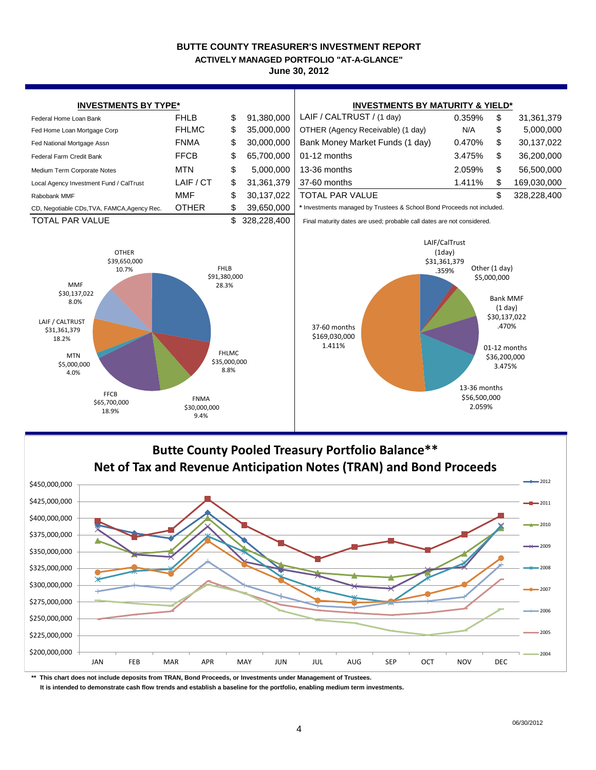# BUTTE COUNTY TREASURER'S INVESTMENT REPORT
## ACTIVELY MANAGED PORTFOLIO "AT-A-GLANCE"
### June 30, 2012

**INVESTMENTS BY TYPE***

| | | | |
|---|---|---|---|
| Federal Home Loan Bank | FHLB | $ | 91,380,000 |
| Fed Home Loan Mortgage Corp | FHLMC | $ | 35,000,000 |
| Fed National Mortgage Assn | FNMA | $ | 30,000,000 |
| Federal Farm Credit Bank | FFCB | $ | 65,700,000 |
| Medium Term Corporate Notes | MTN | $ | 5,000,000 |
| Local Agency Investment Fund / CalTrust | LAIF / CT | $ | 31,361,379 |
| Rabobank MMF | MMF | $ | 30,137,022 |
| CD, Negotiable CDs,TVA, FAMCA,Agency Rec. | OTHER | $ | 39,650,000 |
| TOTAL PAR VALUE | | $ | 328,228,400 |

**INVESTMENTS BY MATURITY & YIELD***

| | | | |
|---|---|---|---|
| LAIF / CALTRUST / (1 day) | 0.359% | $ | 31,361,379 |
| OTHER (Agency Receivable) (1 day) | N/A | $ | 5,000,000 |
| Bank Money Market Funds (1 day) | 0.470% | $ | 30,137,022 |
| 01-12 months | 3.475% | $ | 36,200,000 |
| 13-36 months | 2.059% | $ | 56,500,000 |
| 37-60 months | 1.411% | $ | 169,030,000 |
| TOTAL PAR VALUE | | $ | 328,228,400 |

* Investments managed by Trustees & School Bond Proceeds not included.

Final maturity dates are used; probable call dates are not considered.

FHLB $91,380,000 28.3%; FHLMC $35,000,000 8.8%; FNMA $30,000,000 9.4%; FFCB $65,700,000 18.9%; MTN $5,000,000 4.0%; LAIF / CALTRUST $31,361,379 18.2%; MMF $30,137,022 8.0%; OTHER $39,650,000 10.7%

LAIF/CalTrust (1day) $31,361,379 .359%; Other (1 day) $5,000,000; Bank MMF (1 day) $30,137,022 .470%; 01-12 months $36,200,000 3.475%; 13-36 months $56,500,000 2.059%; 37-60 months $169,030,000 1.411%

## Butte County Pooled Treasury Portfolio Balance**
## Net of Tax and Revenue Anticipation Notes (TRAN) and Bond Proceeds

** This chart does not include deposits from TRAN, Bond Proceeds, or Investments under Management of Trustees.
It is intended to demonstrate cash flow trends and establish a baseline for the portfolio, enabling medium term investments.

06/30/2012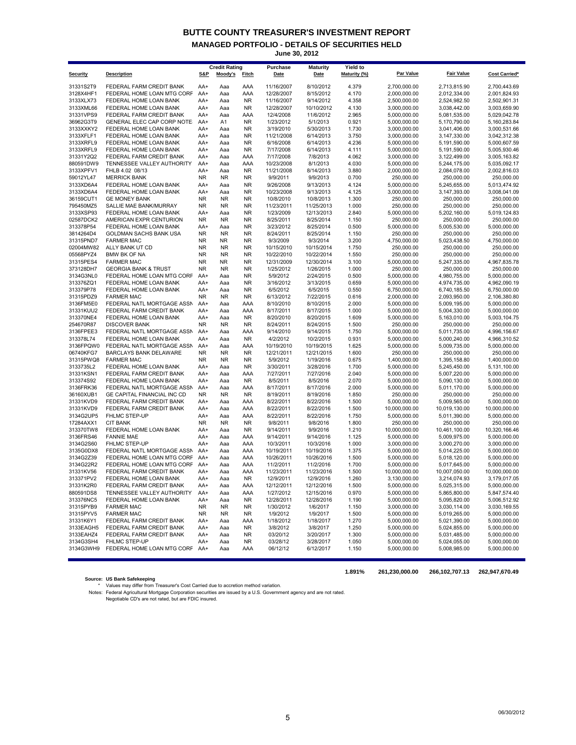# BUTTE COUNTY TREASURER'S INVESTMENT REPORT

## MANAGED PORTFOLIO - DETAILS OF SECURITIES HELD

**June 30, 2012**

| Security | Description | Credit Rating S&P | Credit Rating Moody's | Credit Rating Fitch | Purchase Date | Maturity Date | Yield to Maturity (%) | Par Value | Fair Value | Cost Carried* |
|---|---|---|---|---|---|---|---|---|---|---|
| 31331S2T9 | FEDERAL FARM CREDIT BANK | AA+ | Aaa | AAA | 11/16/2007 | 8/10/2012 | 4.379 | 2,700,000.00 | 2,713,815.90 | 2,700,443.69 |
| 3128X4HF1 | FEDERAL HOME LOAN MTG CORF | AA+ | Aaa | AAA | 12/28/2007 | 8/15/2012 | 4.170 | 2,000,000.00 | 2,012,334.00 | 2,001,824.93 |
| 3133XLX73 | FEDERAL HOME LOAN BANK | AA+ | Aaa | NR | 11/16/2007 | 9/14/2012 | 4.358 | 2,500,000.00 | 2,524,982.50 | 2,502,901.31 |
| 3133XML66 | FEDERAL HOME LOAN BANK | AA+ | Aaa | NR | 12/28/2007 | 10/10/2012 | 4.130 | 3,000,000.00 | 3,038,442.00 | 3,003,659.90 |
| 31331VPS9 | FEDERAL FARM CREDIT BANK | AA+ | Aaa | AAA | 12/4/2008 | 11/6/2012 | 2.965 | 5,000,000.00 | 5,081,535.00 | 5,029,042.78 |
| 36962G3T9 | GENERAL ELEC CAP CORP NOTE | AA+ | A1 | NR | 1/23/2012 | 5/1/2013 | 0.921 | 5,000,000.00 | 5,170,790.00 | 5,160,283.84 |
| 3133XXKY2 | FEDERAL HOME LOAN BANK | AA+ | Aaa | NR | 3/19/2010 | 5/30/2013 | 1.730 | 3,000,000.00 | 3,041,406.00 | 3,000,531.66 |
| 3133XFLF1 | FEDERAL HOME LOAN BANK | AA+ | Aaa | NR | 11/21/2008 | 6/14/2013 | 3.750 | 3,000,000.00 | 3,147,330.00 | 3,042,312.38 |
| 3133XRFL9 | FEDERAL HOME LOAN BANK | AA+ | Aaa | NR | 6/16/2008 | 6/14/2013 | 4.236 | 5,000,000.00 | 5,191,590.00 | 5,000,607.59 |
| 3133XRFL9 | FEDERAL HOME LOAN BANK | AA+ | Aaa | NR | 7/17/2008 | 6/14/2013 | 4.111 | 5,000,000.00 | 5,191,590.00 | 5,005,930.46 |
| 31331Y2Q2 | FEDERAL FARM CREDIT BANK | AA+ | Aaa | AAA | 7/17/2008 | 7/8/2013 | 4.062 | 3,000,000.00 | 3,122,499.00 | 3,005,163.82 |
| 880591DW9 | TENNESSEE VALLEY AUTHORITY | AA+ | Aaa | AAA | 10/23/2008 | 8/1/2013 | 4.030 | 5,000,000.00 | 5,244,175.00 | 5,035,092.17 |
| 3133XPFV1 | FHLB 4.02 08/13 | AA+ | Aaa | NR | 11/21/2008 | 8/14/2013 | 3.880 | 2,000,000.00 | 2,084,078.00 | 2,002,816.03 |
| 59012YL47 | MERRICK BANK | NR | NR | NR | 9/9/2011 | 9/9/2013 | 0.700 | 250,000.00 | 250,000.00 | 250,000.00 |
| 3133XD6A4 | FEDERAL HOME LOAN BANK | AA+ | Aaa | NR | 9/26/2008 | 9/13/2013 | 4.124 | 5,000,000.00 | 5,245,665.00 | 5,013,474.92 |
| 3133XD6A4 | FEDERAL HOME LOAN BANK | AA+ | Aaa | NR | 10/23/2008 | 9/13/2013 | 4.125 | 3,000,000.00 | 3,147,393.00 | 3,008,041.09 |
| 36159CUT1 | GE MONEY BANK | NR | NR | NR | 10/8/2010 | 10/8/2013 | 1.300 | 250,000.00 | 250,000.00 | 250,000.00 |
| 795450MZ5 | SALLIE MAE BANK/MURRAY | NR | NR | NR | 11/23/2011 | 11/25/2013 | 1.000 | 250,000.00 | 250,000.00 | 250,000.00 |
| 3133XSP93 | FEDERAL HOME LOAN BANK | AA+ | Aaa | NR | 1/23/2009 | 12/13/2013 | 2.840 | 5,000,000.00 | 5,202,160.00 | 5,019,124.83 |
| 02587DCK2 | AMERICAN EXPR CENTURION | NR | NR | NR | 8/25/2011 | 8/25/2014 | 1.150 | 250,000.00 | 250,000.00 | 250,000.00 |
| 313378P54 | FEDERAL HOME LOAN BANK | AA+ | Aaa | NR | 3/23/2012 | 8/25/2014 | 0.500 | 5,000,000.00 | 5,005,530.00 | 5,000,000.00 |
| 3814264D4 | GOLDMAN SACHS BANK USA | NR | NR | NR | 8/24/2011 | 8/25/2014 | 1.150 | 250,000.00 | 250,000.00 | 250,000.00 |
| 31315PND7 | FARMER MAC | NR | NR | NR | 9/3/2009 | 9/3/2014 | 3.200 | 4,750,000.00 | 5,023,438.50 | 4,750,000.00 |
| 02004MW82 | ALLY BANK UT CD | NR | NR | NR | 10/15/2010 | 10/15/2014 | 1.750 | 250,000.00 | 250,000.00 | 250,000.00 |
| 05568PYZ4 | BMW BK OF NA | NR | NR | NR | 10/22/2010 | 10/22/2014 | 1.550 | 250,000.00 | 250,000.00 | 250,000.00 |
| 31315PES4 | FARMER MAC | NR | NR | NR | 12/31/2009 | 12/30/2014 | 3.100 | 5,000,000.00 | 5,247,335.00 | 4,967,835.78 |
| 373128DH7 | GEORGIA BANK & TRUST | NR | NR | NR | 1/25/2012 | 1/26/2015 | 1.000 | 250,000.00 | 250,000.00 | 250,000.00 |
| 3134G3NL0 | FEDERAL HOME LOAN MTG CORF | AA+ | Aaa | NR | 5/9/2012 | 2/24/2015 | 0.500 | 5,000,000.00 | 4,980,755.00 | 5,000,000.00 |
| 313376ZQ1 | FEDERAL HOME LOAN BANK | AA+ | Aaa | NR | 3/16/2012 | 3/13/2015 | 0.659 | 5,000,000.00 | 4,974,735.00 | 4,962,090.19 |
| 313379P78 | FEDERAL HOME LOAN BANK | AA+ | Aaa | NR | 6/5/2012 | 6/5/2015 | 0.550 | 6,750,000.00 | 6,740,185.50 | 6,750,000.00 |
| 31315PDZ9 | FARMER MAC | NR | NR | NR | 6/13/2012 | 7/22/2015 | 0.616 | 2,000,000.00 | 2,093,950.00 | 2,106,380.80 |
| 3136FM5E0 | FEDERAL NATL MORTGAGE ASSN | AA+ | Aaa | AAA | 8/10/2010 | 8/10/2015 | 2.000 | 5,000,000.00 | 5,009,195.00 | 5,000,000.00 |
| 31331KUU2 | FEDERAL FARM CREDIT BANK | AA+ | Aaa | AAA | 8/17/2011 | 8/17/2015 | 1.000 | 5,000,000.00 | 5,004,330.00 | 5,000,000.00 |
| 313370NE4 | FEDERAL HOME LOAN BANK | AA+ | Aaa | NR | 8/20/2010 | 8/20/2015 | 1.609 | 5,000,000.00 | 5,163,010.00 | 5,003,104.75 |
| 254670R87 | DISCOVER BANK | NR | NR | NR | 8/24/2011 | 8/24/2015 | 1.500 | 250,000.00 | 250,000.00 | 250,000.00 |
| 3136FPEE3 | FEDERAL NATL MORTGAGE ASSN | AA+ | Aaa | AAA | 9/14/2010 | 9/14/2015 | 1.750 | 5,000,000.00 | 5,011,735.00 | 4,996,156.67 |
| 313378L74 | FEDERAL HOME LOAN BANK | AA+ | Aaa | NR | 4/2/2012 | 10/2/2015 | 0.931 | 5,000,000.00 | 5,000,240.00 | 4,966,310.52 |
| 3136FPQW0 | FEDERAL NATL MORTGAGE ASSN | AA+ | Aaa | AAA | 10/19/2010 | 10/19/2015 | 1.625 | 5,000,000.00 | 5,009,735.00 | 5,000,000.00 |
| 06740KFG7 | BARCLAYS BANK DELAWARE | NR | NR | NR | 12/21/2011 | 12/21/2015 | 1.600 | 250,000.00 | 250,000.00 | 250,000.00 |
| 31315PWQ8 | FARMER MAC | NR | NR | NR | 5/9/2012 | 1/19/2016 | 0.675 | 1,400,000.00 | 1,395,158.80 | 1,400,000.00 |
| 3133735L2 | FEDERAL HOME LOAN BANK | AA+ | Aaa | NR | 3/30/2011 | 3/28/2016 | 1.700 | 5,000,000.00 | 5,245,450.00 | 5,131,100.00 |
| 31331KSN1 | FEDERAL FARM CREDIT BANK | AA+ | Aaa | AAA | 7/27/2011 | 7/27/2016 | 2.040 | 5,000,000.00 | 5,007,220.00 | 5,000,000.00 |
| 313374S92 | FEDERAL HOME LOAN BANK | AA+ | Aaa | NR | 8/5/2011 | 8/5/2016 | 2.070 | 5,000,000.00 | 5,090,130.00 | 5,000,000.00 |
| 3136FRK36 | FEDERAL NATL MORTGAGE ASSN | AA+ | Aaa | AAA | 8/17/2011 | 8/17/2016 | 2.000 | 5,000,000.00 | 5,011,170.00 | 5,000,000.00 |
| 36160XUB1 | GE CAPITAL FINANCIAL INC CD | NR | NR | NR | 8/19/2011 | 8/19/2016 | 1.850 | 250,000.00 | 250,000.00 | 250,000.00 |
| 31331KVD9 | FEDERAL FARM CREDIT BANK | AA+ | Aaa | AAA | 8/22/2011 | 8/22/2016 | 1.500 | 5,000,000.00 | 5,009,565.00 | 5,000,000.00 |
| 31331KVD9 | FEDERAL FARM CREDIT BANK | AA+ | Aaa | AAA | 8/22/2011 | 8/22/2016 | 1.500 | 10,000,000.00 | 10,019,130.00 | 10,000,000.00 |
| 3134G2UP5 | FHLMC STEP-UP | AA+ | Aaa | AAA | 8/22/2011 | 8/22/2016 | 1.750 | 5,000,000.00 | 5,011,390.00 | 5,000,000.00 |
| 17284AXX1 | CIT BANK | NR | NR | NR | 9/8/2011 | 9/8/2016 | 1.800 | 250,000.00 | 250,000.00 | 250,000.00 |
| 313370TW8 | FEDERAL HOME LOAN BANK | AA+ | Aaa | NR | 9/14/2011 | 9/9/2016 | 1.210 | 10,000,000.00 | 10,461,100.00 | 10,320,166.46 |
| 3136FRS46 | FANNIE MAE | AA+ | Aaa | AAA | 9/14/2011 | 9/14/2016 | 1.125 | 5,000,000.00 | 5,009,975.00 | 5,000,000.00 |
| 3134G2S60 | FHLMC STEP-UP | AA+ | Aaa | AAA | 10/3/2011 | 10/3/2016 | 1.000 | 3,000,000.00 | 3,000,270.00 | 3,000,000.00 |
| 3135G0DX8 | FEDERAL NATL MORTGAGE ASSN | AA+ | Aaa | AAA | 10/19/2011 | 10/19/2016 | 1.375 | 5,000,000.00 | 5,014,225.00 | 5,000,000.00 |
| 3134G2Z39 | FEDERAL HOME LOAN MTG CORF | AA+ | Aaa | AAA | 10/26/2011 | 10/26/2016 | 1.500 | 5,000,000.00 | 5,018,120.00 | 5,000,000.00 |
| 3134G22R2 | FEDERAL HOME LOAN MTG CORF | AA+ | Aaa | AAA | 11/2/2011 | 11/2/2016 | 1.700 | 5,000,000.00 | 5,017,645.00 | 5,000,000.00 |
| 31331KV56 | FEDERAL FARM CREDIT BANK | AA+ | Aaa | AAA | 11/23/2011 | 11/23/2016 | 1.500 | 10,000,000.00 | 10,007,050.00 | 10,000,000.00 |
| 313371PV2 | FEDERAL HOME LOAN BANK | AA+ | Aaa | NR | 12/9/2011 | 12/9/2016 | 1.260 | 3,130,000.00 | 3,214,074.93 | 3,179,017.05 |
| 31331K2R0 | FEDERAL FARM CREDIT BANK | AA+ | Aaa | AAA | 12/12/2011 | 12/12/2016 | 1.500 | 5,000,000.00 | 5,025,315.00 | 5,000,000.00 |
| 880591DS8 | TENNESSEE VALLEY AUTHORITY | AA+ | Aaa | AAA | 1/27/2012 | 12/15/2016 | 0.970 | 5,000,000.00 | 5,865,800.00 | 5,847,574.40 |
| 313376NC5 | FEDERAL HOME LOAN BANK | AA+ | Aaa | NR | 12/28/2011 | 12/28/2016 | 1.190 | 5,000,000.00 | 5,095,820.00 | 5,006,512.92 |
| 31315PYB9 | FARMER MAC | NR | NR | NR | 1/30/2012 | 1/6/2017 | 1.150 | 3,000,000.00 | 3,030,114.00 | 3,030,169.55 |
| 31315PYV5 | FARMER MAC | NR | NR | NR | 1/9/2012 | 1/9/2017 | 1.500 | 5,000,000.00 | 5,019,265.00 | 5,000,000.00 |
| 31331K6Y1 | FEDERAL FARM CREDIT BANK | AA+ | Aaa | AAA | 1/18/2012 | 1/18/2017 | 1.270 | 5,000,000.00 | 5,021,390.00 | 5,000,000.00 |
| 3133EAGH5 | FEDERAL FARM CREDIT BANK | AA+ | Aaa | NR | 3/8/2012 | 3/8/2017 | 1.250 | 5,000,000.00 | 5,024,855.00 | 5,000,000.00 |
| 3133EAHZ4 | FEDERAL FARM CREDIT BANK | AA+ | Aaa | NR | 03/20/12 | 3/20/2017 | 1.300 | 5,000,000.00 | 5,031,485.00 | 5,000,000.00 |
| 3134G3SH4 | FHLMC STEP-UP | AA+ | Aaa | NR | 03/28/12 | 3/28/2017 | 1.050 | 5,000,000.00 | 5,024,055.00 | 5,000,000.00 |
| 3134G3WH9 | FEDERAL HOME LOAN MTG CORF | AA+ | Aaa | AAA | 06/12/12 | 6/12/2017 | 1.150 | 5,000,000.00 | 5,008,985.00 | 5,000,000.00 |
| | | | | | | | **1.891%** | **261,230,000.00** | **266,102,707.13** | **262,947,670.49** |

**Source: US Bank Safekeeping**

\* Values may differ from Treasurer's Cost Carried due to accretion method variation.

Notes: Federal Agricultural Mortgage Corporation securities are issued by a U.S. Government agency and are not rated.
Negotiable CD's are not rated, but are FDIC insured.